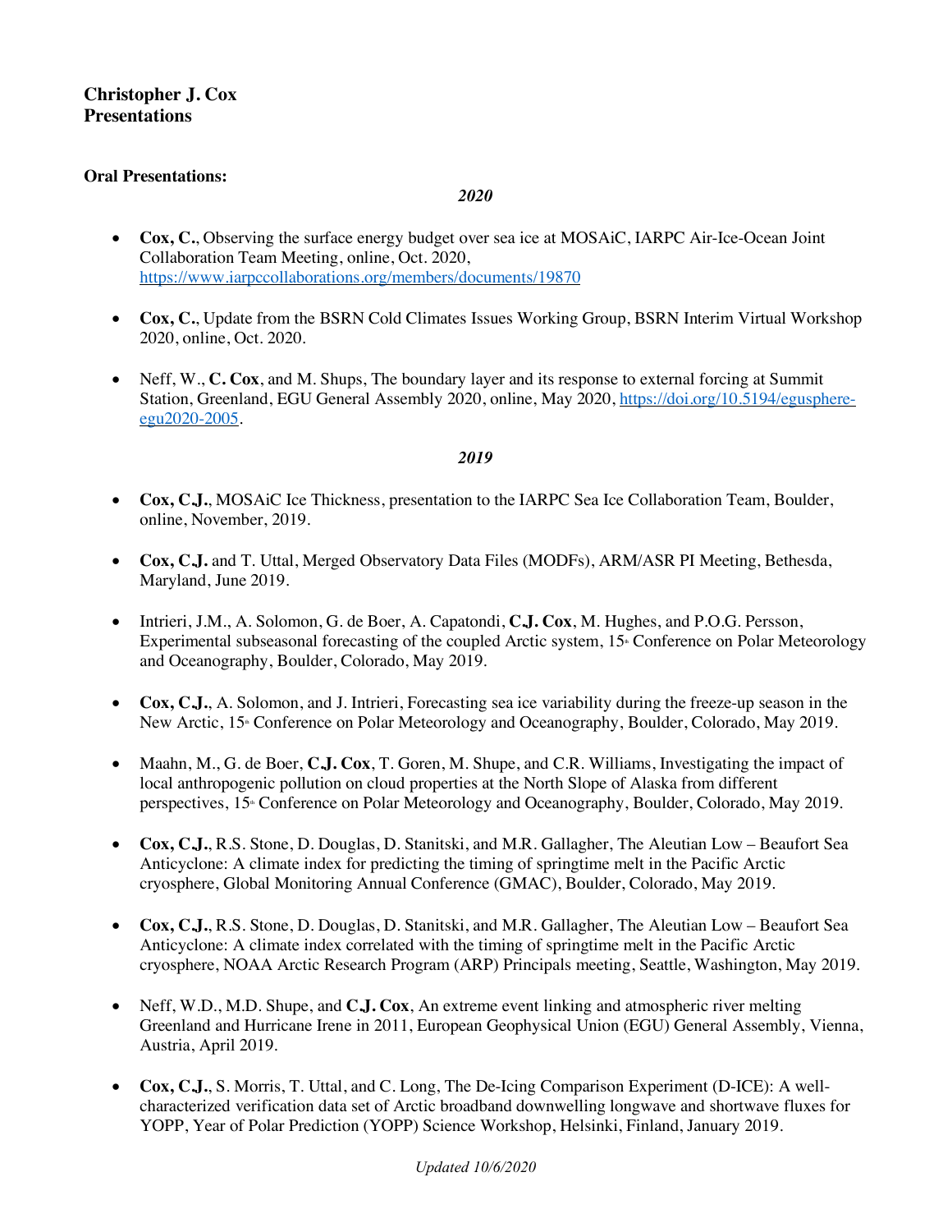**Christopher J. Cox**
**Presentations**

**Oral Presentations:**

***2020***

- **Cox, C.**, Observing the surface energy budget over sea ice at MOSAiC, IARPC Air-Ice-Ocean Joint Collaboration Team Meeting, online, Oct. 2020, https://www.iarpccollaborations.org/members/documents/19870

- **Cox, C.**, Update from the BSRN Cold Climates Issues Working Group, BSRN Interim Virtual Workshop 2020, online, Oct. 2020.

- Neff, W., **C. Cox**, and M. Shups, The boundary layer and its response to external forcing at Summit Station, Greenland, EGU General Assembly 2020, online, May 2020, https://doi.org/10.5194/egusphere-egu2020-2005.

***2019***

- **Cox, C.J.**, MOSAiC Ice Thickness, presentation to the IARPC Sea Ice Collaboration Team, Boulder, online, November, 2019.

- **Cox, C.J.** and T. Uttal, Merged Observatory Data Files (MODFs), ARM/ASR PI Meeting, Bethesda, Maryland, June 2019.

- Intrieri, J.M., A. Solomon, G. de Boer, A. Capatondi, **C.J. Cox**, M. Hughes, and P.O.G. Persson, Experimental subseasonal forecasting of the coupled Arctic system, 15th Conference on Polar Meteorology and Oceanography, Boulder, Colorado, May 2019.

- **Cox, C.J.**, A. Solomon, and J. Intrieri, Forecasting sea ice variability during the freeze-up season in the New Arctic, 15th Conference on Polar Meteorology and Oceanography, Boulder, Colorado, May 2019.

- Maahn, M., G. de Boer, **C.J. Cox**, T. Goren, M. Shupe, and C.R. Williams, Investigating the impact of local anthropogenic pollution on cloud properties at the North Slope of Alaska from different perspectives, 15th Conference on Polar Meteorology and Oceanography, Boulder, Colorado, May 2019.

- **Cox, C.J.**, R.S. Stone, D. Douglas, D. Stanitski, and M.R. Gallagher, The Aleutian Low – Beaufort Sea Anticyclone: A climate index for predicting the timing of springtime melt in the Pacific Arctic cryosphere, Global Monitoring Annual Conference (GMAC), Boulder, Colorado, May 2019.

- **Cox, C.J.**, R.S. Stone, D. Douglas, D. Stanitski, and M.R. Gallagher, The Aleutian Low – Beaufort Sea Anticyclone: A climate index correlated with the timing of springtime melt in the Pacific Arctic cryosphere, NOAA Arctic Research Program (ARP) Principals meeting, Seattle, Washington, May 2019.

- Neff, W.D., M.D. Shupe, and **C.J. Cox**, An extreme event linking and atmospheric river melting Greenland and Hurricane Irene in 2011, European Geophysical Union (EGU) General Assembly, Vienna, Austria, April 2019.

- **Cox, C.J.**, S. Morris, T. Uttal, and C. Long, The De-Icing Comparison Experiment (D-ICE): A well-characterized verification data set of Arctic broadband downwelling longwave and shortwave fluxes for YOPP, Year of Polar Prediction (YOPP) Science Workshop, Helsinki, Finland, January 2019.

*Updated 10/6/2020*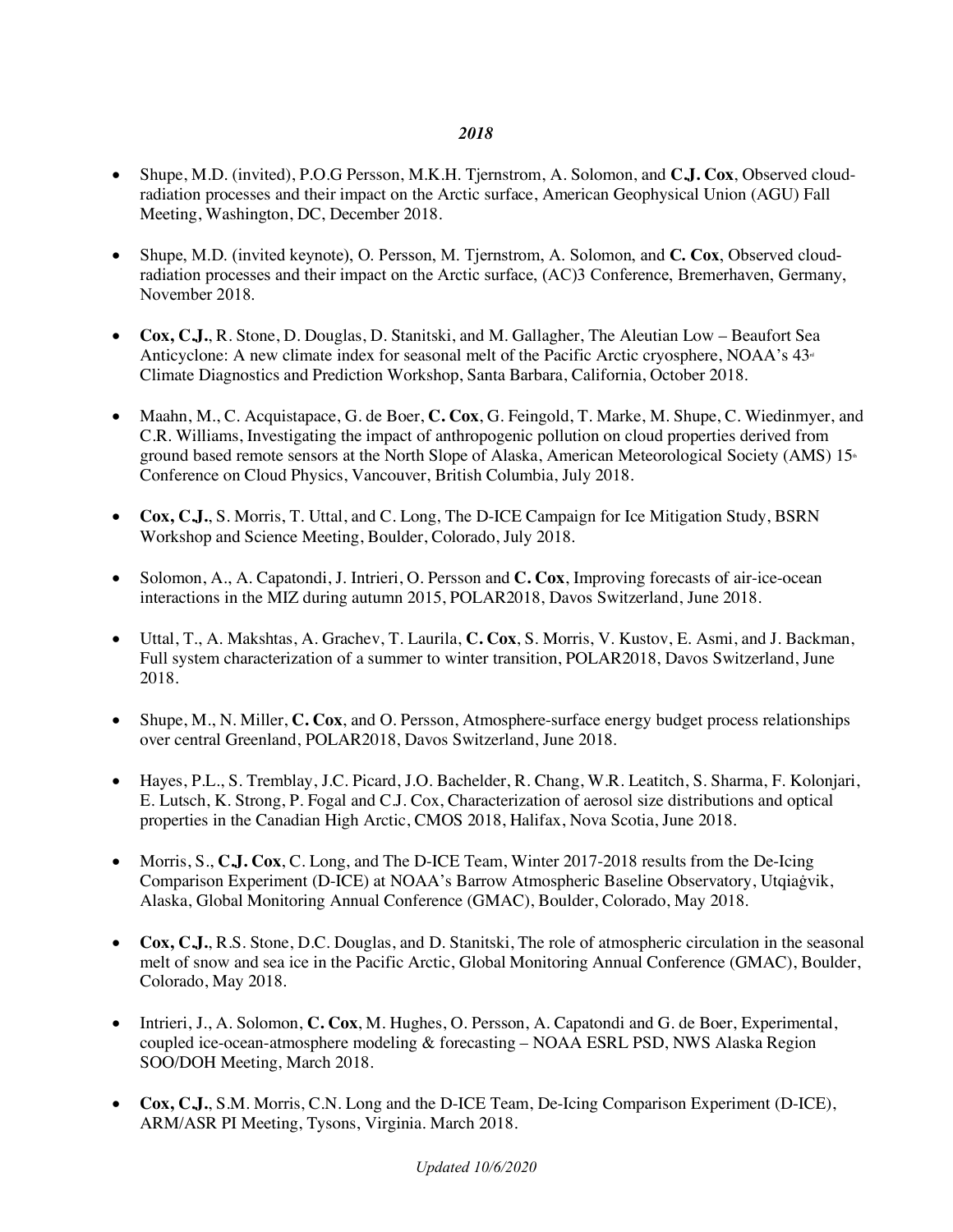### *2018*

- Shupe, M.D. (invited), P.O.G Persson, M.K.H. Tjernstrom, A. Solomon, and **C.J. Cox**, Observed cloud-radiation processes and their impact on the Arctic surface, American Geophysical Union (AGU) Fall Meeting, Washington, DC, December 2018.

- Shupe, M.D. (invited keynote), O. Persson, M. Tjernstrom, A. Solomon, and **C. Cox**, Observed cloud-radiation processes and their impact on the Arctic surface, (AC)3 Conference, Bremerhaven, Germany, November 2018.

- **Cox, C.J.**, R. Stone, D. Douglas, D. Stanitski, and M. Gallagher, The Aleutian Low – Beaufort Sea Anticyclone: A new climate index for seasonal melt of the Pacific Arctic cryosphere, NOAA's 43rd Climate Diagnostics and Prediction Workshop, Santa Barbara, California, October 2018.

- Maahn, M., C. Acquistapace, G. de Boer, **C. Cox**, G. Feingold, T. Marke, M. Shupe, C. Wiedinmyer, and C.R. Williams, Investigating the impact of anthropogenic pollution on cloud properties derived from ground based remote sensors at the North Slope of Alaska, American Meteorological Society (AMS) 15th Conference on Cloud Physics, Vancouver, British Columbia, July 2018.

- **Cox, C.J.**, S. Morris, T. Uttal, and C. Long, The D-ICE Campaign for Ice Mitigation Study, BSRN Workshop and Science Meeting, Boulder, Colorado, July 2018.

- Solomon, A., A. Capatondi, J. Intrieri, O. Persson and **C. Cox**, Improving forecasts of air-ice-ocean interactions in the MIZ during autumn 2015, POLAR2018, Davos Switzerland, June 2018.

- Uttal, T., A. Makshtas, A. Grachev, T. Laurila, **C. Cox**, S. Morris, V. Kustov, E. Asmi, and J. Backman, Full system characterization of a summer to winter transition, POLAR2018, Davos Switzerland, June 2018.

- Shupe, M., N. Miller, **C. Cox**, and O. Persson, Atmosphere-surface energy budget process relationships over central Greenland, POLAR2018, Davos Switzerland, June 2018.

- Hayes, P.L., S. Tremblay, J.C. Picard, J.O. Bachelder, R. Chang, W.R. Leatitch, S. Sharma, F. Kolonjari, E. Lutsch, K. Strong, P. Fogal and C.J. Cox, Characterization of aerosol size distributions and optical properties in the Canadian High Arctic, CMOS 2018, Halifax, Nova Scotia, June 2018.

- Morris, S., **C.J. Cox**, C. Long, and The D-ICE Team, Winter 2017-2018 results from the De-Icing Comparison Experiment (D-ICE) at NOAA's Barrow Atmospheric Baseline Observatory, Utqiaġvik, Alaska, Global Monitoring Annual Conference (GMAC), Boulder, Colorado, May 2018.

- **Cox, C.J.**, R.S. Stone, D.C. Douglas, and D. Stanitski, The role of atmospheric circulation in the seasonal melt of snow and sea ice in the Pacific Arctic, Global Monitoring Annual Conference (GMAC), Boulder, Colorado, May 2018.

- Intrieri, J., A. Solomon, **C. Cox**, M. Hughes, O. Persson, A. Capatondi and G. de Boer, Experimental, coupled ice-ocean-atmosphere modeling & forecasting – NOAA ESRL PSD, NWS Alaska Region SOO/DOH Meeting, March 2018.

- **Cox, C.J.**, S.M. Morris, C.N. Long and the D-ICE Team, De-Icing Comparison Experiment (D-ICE), ARM/ASR PI Meeting, Tysons, Virginia. March 2018.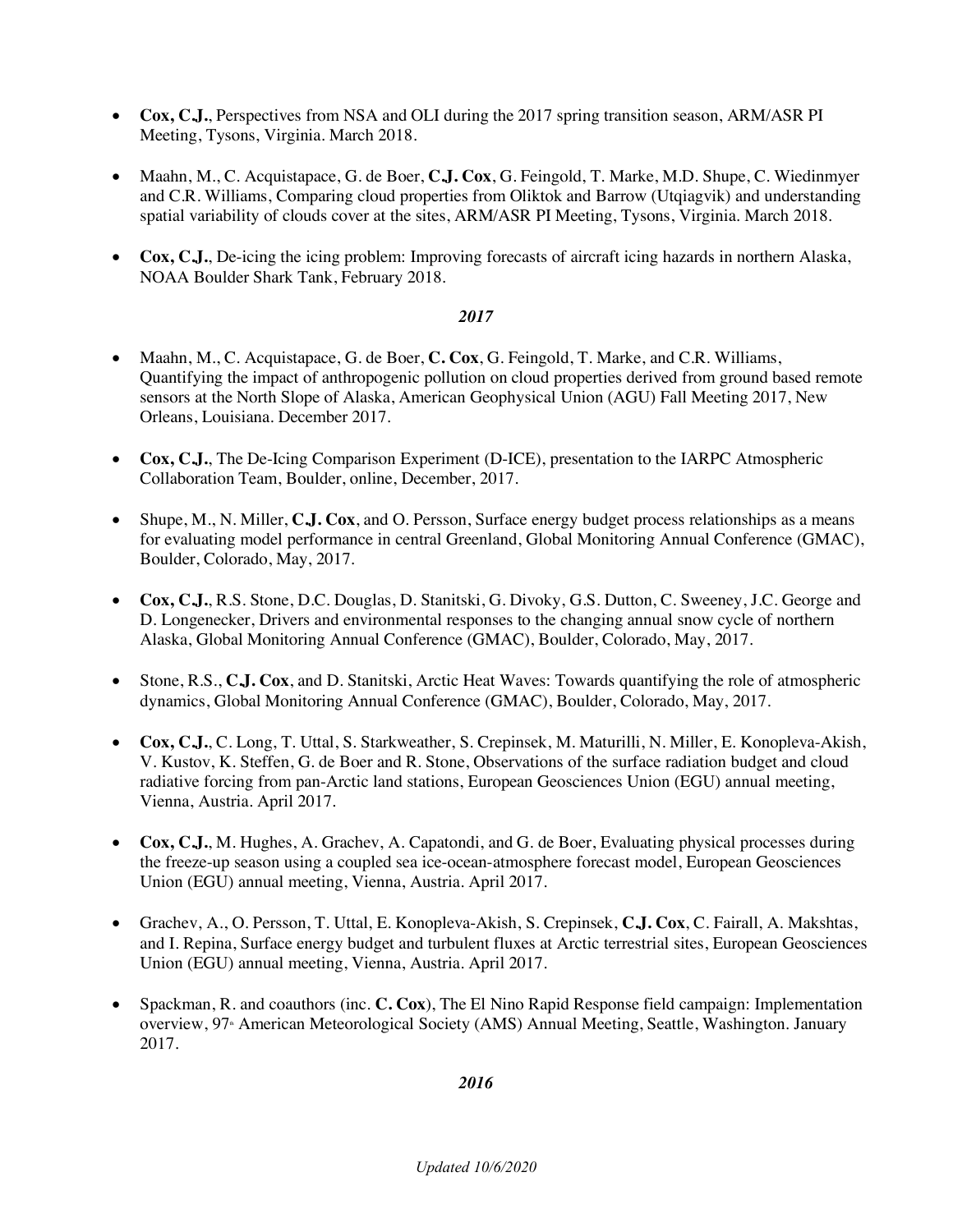- **Cox, C.J.**, Perspectives from NSA and OLI during the 2017 spring transition season, ARM/ASR PI Meeting, Tysons, Virginia. March 2018.

- Maahn, M., C. Acquistapace, G. de Boer, **C.J. Cox**, G. Feingold, T. Marke, M.D. Shupe, C. Wiedinmyer and C.R. Williams, Comparing cloud properties from Oliktok and Barrow (Utqiagvik) and understanding spatial variability of clouds cover at the sites, ARM/ASR PI Meeting, Tysons, Virginia. March 2018.

- **Cox, C.J.**, De-icing the icing problem: Improving forecasts of aircraft icing hazards in northern Alaska, NOAA Boulder Shark Tank, February 2018.

***2017***

- Maahn, M., C. Acquistapace, G. de Boer, **C. Cox**, G. Feingold, T. Marke, and C.R. Williams, Quantifying the impact of anthropogenic pollution on cloud properties derived from ground based remote sensors at the North Slope of Alaska, American Geophysical Union (AGU) Fall Meeting 2017, New Orleans, Louisiana. December 2017.

- **Cox, C.J.**, The De-Icing Comparison Experiment (D-ICE), presentation to the IARPC Atmospheric Collaboration Team, Boulder, online, December, 2017.

- Shupe, M., N. Miller, **C.J. Cox**, and O. Persson, Surface energy budget process relationships as a means for evaluating model performance in central Greenland, Global Monitoring Annual Conference (GMAC), Boulder, Colorado, May, 2017.

- **Cox, C.J.**, R.S. Stone, D.C. Douglas, D. Stanitski, G. Divoky, G.S. Dutton, C. Sweeney, J.C. George and D. Longenecker, Drivers and environmental responses to the changing annual snow cycle of northern Alaska, Global Monitoring Annual Conference (GMAC), Boulder, Colorado, May, 2017.

- Stone, R.S., **C.J. Cox**, and D. Stanitski, Arctic Heat Waves: Towards quantifying the role of atmospheric dynamics, Global Monitoring Annual Conference (GMAC), Boulder, Colorado, May, 2017.

- **Cox, C.J.**, C. Long, T. Uttal, S. Starkweather, S. Crepinsek, M. Maturilli, N. Miller, E. Konopleva-Akish, V. Kustov, K. Steffen, G. de Boer and R. Stone, Observations of the surface radiation budget and cloud radiative forcing from pan-Arctic land stations, European Geosciences Union (EGU) annual meeting, Vienna, Austria. April 2017.

- **Cox, C.J.**, M. Hughes, A. Grachev, A. Capatondi, and G. de Boer, Evaluating physical processes during the freeze-up season using a coupled sea ice-ocean-atmosphere forecast model, European Geosciences Union (EGU) annual meeting, Vienna, Austria. April 2017.

- Grachev, A., O. Persson, T. Uttal, E. Konopleva-Akish, S. Crepinsek, **C.J. Cox**, C. Fairall, A. Makshtas, and I. Repina, Surface energy budget and turbulent fluxes at Arctic terrestrial sites, European Geosciences Union (EGU) annual meeting, Vienna, Austria. April 2017.

- Spackman, R. and coauthors (inc. **C. Cox**), The El Nino Rapid Response field campaign: Implementation overview, 97th American Meteorological Society (AMS) Annual Meeting, Seattle, Washington. January 2017.

***2016***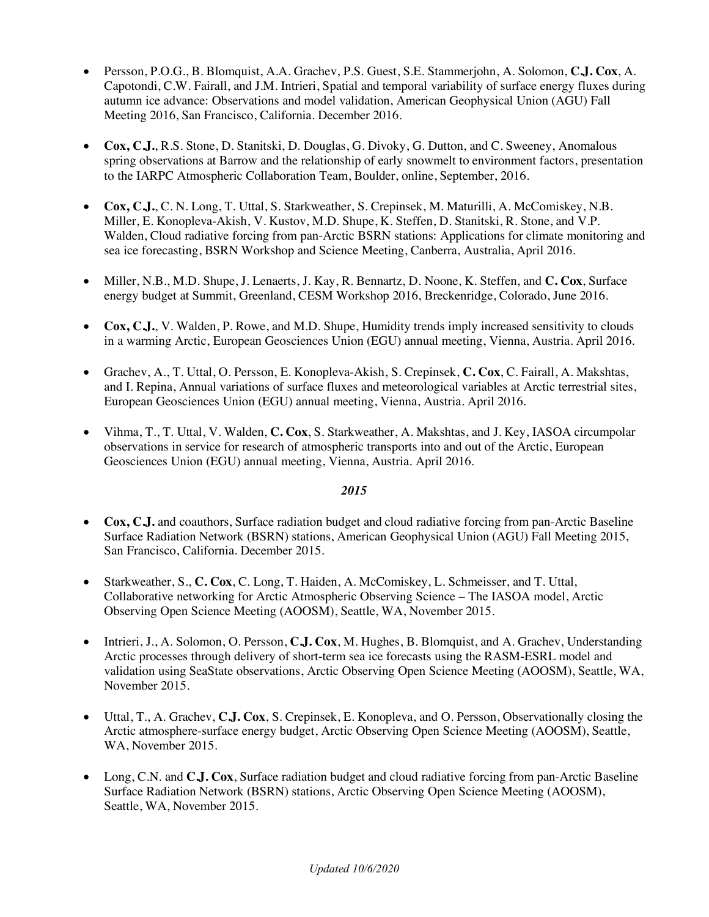- Persson, P.O.G., B. Blomquist, A.A. Grachev, P.S. Guest, S.E. Stammerjohn, A. Solomon, **C.J. Cox**, A. Capotondi, C.W. Fairall, and J.M. Intrieri, Spatial and temporal variability of surface energy fluxes during autumn ice advance: Observations and model validation, American Geophysical Union (AGU) Fall Meeting 2016, San Francisco, California. December 2016.

- **Cox, C.J.**, R.S. Stone, D. Stanitski, D. Douglas, G. Divoky, G. Dutton, and C. Sweeney, Anomalous spring observations at Barrow and the relationship of early snowmelt to environment factors, presentation to the IARPC Atmospheric Collaboration Team, Boulder, online, September, 2016.

- **Cox, C.J.**, C. N. Long, T. Uttal, S. Starkweather, S. Crepinsek, M. Maturilli, A. McComiskey, N.B. Miller, E. Konopleva-Akish, V. Kustov, M.D. Shupe, K. Steffen, D. Stanitski, R. Stone, and V.P. Walden, Cloud radiative forcing from pan-Arctic BSRN stations: Applications for climate monitoring and sea ice forecasting, BSRN Workshop and Science Meeting, Canberra, Australia, April 2016.

- Miller, N.B., M.D. Shupe, J. Lenaerts, J. Kay, R. Bennartz, D. Noone, K. Steffen, and **C. Cox**, Surface energy budget at Summit, Greenland, CESM Workshop 2016, Breckenridge, Colorado, June 2016.

- **Cox, C.J.**, V. Walden, P. Rowe, and M.D. Shupe, Humidity trends imply increased sensitivity to clouds in a warming Arctic, European Geosciences Union (EGU) annual meeting, Vienna, Austria. April 2016.

- Grachev, A., T. Uttal, O. Persson, E. Konopleva-Akish, S. Crepinsek, **C. Cox**, C. Fairall, A. Makshtas, and I. Repina, Annual variations of surface fluxes and meteorological variables at Arctic terrestrial sites, European Geosciences Union (EGU) annual meeting, Vienna, Austria. April 2016.

- Vihma, T., T. Uttal, V. Walden, **C. Cox**, S. Starkweather, A. Makshtas, and J. Key, IASOA circumpolar observations in service for research of atmospheric transports into and out of the Arctic, European Geosciences Union (EGU) annual meeting, Vienna, Austria. April 2016.

### *2015*

- **Cox, C.J.** and coauthors, Surface radiation budget and cloud radiative forcing from pan-Arctic Baseline Surface Radiation Network (BSRN) stations, American Geophysical Union (AGU) Fall Meeting 2015, San Francisco, California. December 2015.

- Starkweather, S., **C. Cox**, C. Long, T. Haiden, A. McComiskey, L. Schmeisser, and T. Uttal, Collaborative networking for Arctic Atmospheric Observing Science – The IASOA model, Arctic Observing Open Science Meeting (AOOSM), Seattle, WA, November 2015.

- Intrieri, J., A. Solomon, O. Persson, **C.J. Cox**, M. Hughes, B. Blomquist, and A. Grachev, Understanding Arctic processes through delivery of short-term sea ice forecasts using the RASM-ESRL model and validation using SeaState observations, Arctic Observing Open Science Meeting (AOOSM), Seattle, WA, November 2015.

- Uttal, T., A. Grachev, **C.J. Cox**, S. Crepinsek, E. Konopleva, and O. Persson, Observationally closing the Arctic atmosphere-surface energy budget, Arctic Observing Open Science Meeting (AOOSM), Seattle, WA, November 2015.

- Long, C.N. and **C.J. Cox**, Surface radiation budget and cloud radiative forcing from pan-Arctic Baseline Surface Radiation Network (BSRN) stations, Arctic Observing Open Science Meeting (AOOSM), Seattle, WA, November 2015.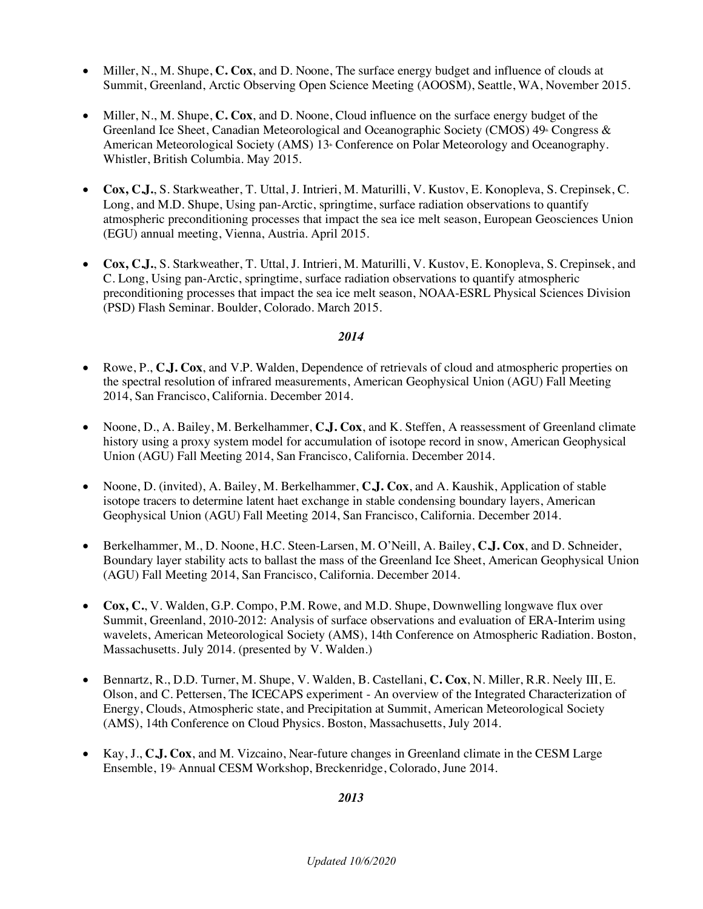- Miller, N., M. Shupe, **C. Cox**, and D. Noone, The surface energy budget and influence of clouds at Summit, Greenland, Arctic Observing Open Science Meeting (AOOSM), Seattle, WA, November 2015.

- Miller, N., M. Shupe, **C. Cox**, and D. Noone, Cloud influence on the surface energy budget of the Greenland Ice Sheet, Canadian Meteorological and Oceanographic Society (CMOS) 49th Congress & American Meteorological Society (AMS) 13th Conference on Polar Meteorology and Oceanography. Whistler, British Columbia. May 2015.

- **Cox, C.J.**, S. Starkweather, T. Uttal, J. Intrieri, M. Maturilli, V. Kustov, E. Konopleva, S. Crepinsek, C. Long, and M.D. Shupe, Using pan-Arctic, springtime, surface radiation observations to quantify atmospheric preconditioning processes that impact the sea ice melt season, European Geosciences Union (EGU) annual meeting, Vienna, Austria. April 2015.

- **Cox, C.J.**, S. Starkweather, T. Uttal, J. Intrieri, M. Maturilli, V. Kustov, E. Konopleva, S. Crepinsek, and C. Long, Using pan-Arctic, springtime, surface radiation observations to quantify atmospheric preconditioning processes that impact the sea ice melt season, NOAA-ESRL Physical Sciences Division (PSD) Flash Seminar. Boulder, Colorado. March 2015.

***2014***

- Rowe, P., **C.J. Cox**, and V.P. Walden, Dependence of retrievals of cloud and atmospheric properties on the spectral resolution of infrared measurements, American Geophysical Union (AGU) Fall Meeting 2014, San Francisco, California. December 2014.

- Noone, D., A. Bailey, M. Berkelhammer, **C.J. Cox**, and K. Steffen, A reassessment of Greenland climate history using a proxy system model for accumulation of isotope record in snow, American Geophysical Union (AGU) Fall Meeting 2014, San Francisco, California. December 2014.

- Noone, D. (invited), A. Bailey, M. Berkelhammer, **C.J. Cox**, and A. Kaushik, Application of stable isotope tracers to determine latent haet exchange in stable condensing boundary layers, American Geophysical Union (AGU) Fall Meeting 2014, San Francisco, California. December 2014.

- Berkelhammer, M., D. Noone, H.C. Steen-Larsen, M. O'Neill, A. Bailey, **C.J. Cox**, and D. Schneider, Boundary layer stability acts to ballast the mass of the Greenland Ice Sheet, American Geophysical Union (AGU) Fall Meeting 2014, San Francisco, California. December 2014.

- **Cox, C.**, V. Walden, G.P. Compo, P.M. Rowe, and M.D. Shupe, Downwelling longwave flux over Summit, Greenland, 2010-2012: Analysis of surface observations and evaluation of ERA-Interim using wavelets, American Meteorological Society (AMS), 14th Conference on Atmospheric Radiation. Boston, Massachusetts. July 2014. (presented by V. Walden.)

- Bennartz, R., D.D. Turner, M. Shupe, V. Walden, B. Castellani, **C. Cox**, N. Miller, R.R. Neely III, E. Olson, and C. Pettersen, The ICECAPS experiment - An overview of the Integrated Characterization of Energy, Clouds, Atmospheric state, and Precipitation at Summit, American Meteorological Society (AMS), 14th Conference on Cloud Physics. Boston, Massachusetts, July 2014.

- Kay, J., **C.J. Cox**, and M. Vizcaino, Near-future changes in Greenland climate in the CESM Large Ensemble, 19th Annual CESM Workshop, Breckenridge, Colorado, June 2014.

***2013***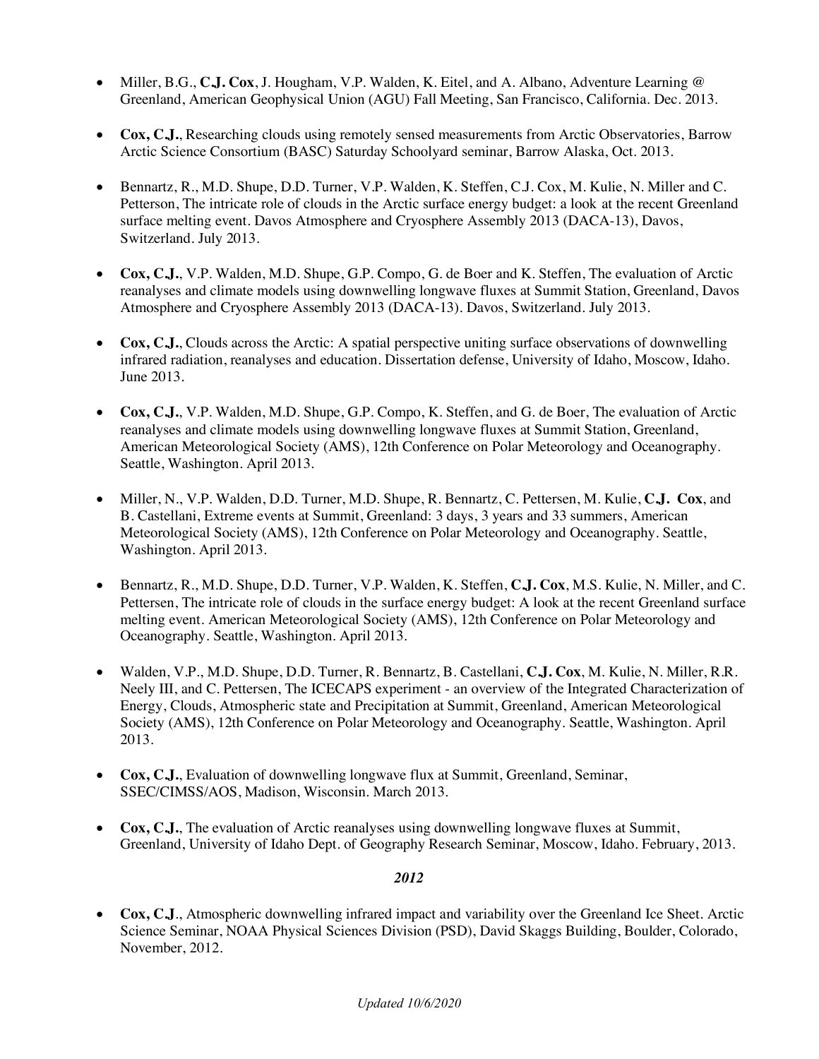- Miller, B.G., **C.J. Cox**, J. Hougham, V.P. Walden, K. Eitel, and A. Albano, Adventure Learning @ Greenland, American Geophysical Union (AGU) Fall Meeting, San Francisco, California. Dec. 2013.

- **Cox, C.J.**, Researching clouds using remotely sensed measurements from Arctic Observatories, Barrow Arctic Science Consortium (BASC) Saturday Schoolyard seminar, Barrow Alaska, Oct. 2013.

- Bennartz, R., M.D. Shupe, D.D. Turner, V.P. Walden, K. Steffen, C.J. Cox, M. Kulie, N. Miller and C. Petterson, The intricate role of clouds in the Arctic surface energy budget: a look at the recent Greenland surface melting event. Davos Atmosphere and Cryosphere Assembly 2013 (DACA-13), Davos, Switzerland. July 2013.

- **Cox, C.J.**, V.P. Walden, M.D. Shupe, G.P. Compo, G. de Boer and K. Steffen, The evaluation of Arctic reanalyses and climate models using downwelling longwave fluxes at Summit Station, Greenland, Davos Atmosphere and Cryosphere Assembly 2013 (DACA-13). Davos, Switzerland. July 2013.

- **Cox, C.J.**, Clouds across the Arctic: A spatial perspective uniting surface observations of downwelling infrared radiation, reanalyses and education. Dissertation defense, University of Idaho, Moscow, Idaho. June 2013.

- **Cox, C.J.**, V.P. Walden, M.D. Shupe, G.P. Compo, K. Steffen, and G. de Boer, The evaluation of Arctic reanalyses and climate models using downwelling longwave fluxes at Summit Station, Greenland, American Meteorological Society (AMS), 12th Conference on Polar Meteorology and Oceanography. Seattle, Washington. April 2013.

- Miller, N., V.P. Walden, D.D. Turner, M.D. Shupe, R. Bennartz, C. Pettersen, M. Kulie, **C.J. Cox**, and B. Castellani, Extreme events at Summit, Greenland: 3 days, 3 years and 33 summers, American Meteorological Society (AMS), 12th Conference on Polar Meteorology and Oceanography. Seattle, Washington. April 2013.

- Bennartz, R., M.D. Shupe, D.D. Turner, V.P. Walden, K. Steffen, **C.J. Cox**, M.S. Kulie, N. Miller, and C. Pettersen, The intricate role of clouds in the surface energy budget: A look at the recent Greenland surface melting event. American Meteorological Society (AMS), 12th Conference on Polar Meteorology and Oceanography. Seattle, Washington. April 2013.

- Walden, V.P., M.D. Shupe, D.D. Turner, R. Bennartz, B. Castellani, **C.J. Cox**, M. Kulie, N. Miller, R.R. Neely III, and C. Pettersen, The ICECAPS experiment - an overview of the Integrated Characterization of Energy, Clouds, Atmospheric state and Precipitation at Summit, Greenland, American Meteorological Society (AMS), 12th Conference on Polar Meteorology and Oceanography. Seattle, Washington. April 2013.

- **Cox, C.J.**, Evaluation of downwelling longwave flux at Summit, Greenland, Seminar, SSEC/CIMSS/AOS, Madison, Wisconsin. March 2013.

- **Cox, C.J.**, The evaluation of Arctic reanalyses using downwelling longwave fluxes at Summit, Greenland, University of Idaho Dept. of Geography Research Seminar, Moscow, Idaho. February, 2013.

***2012***

- **Cox, C.J**., Atmospheric downwelling infrared impact and variability over the Greenland Ice Sheet. Arctic Science Seminar, NOAA Physical Sciences Division (PSD), David Skaggs Building, Boulder, Colorado, November, 2012.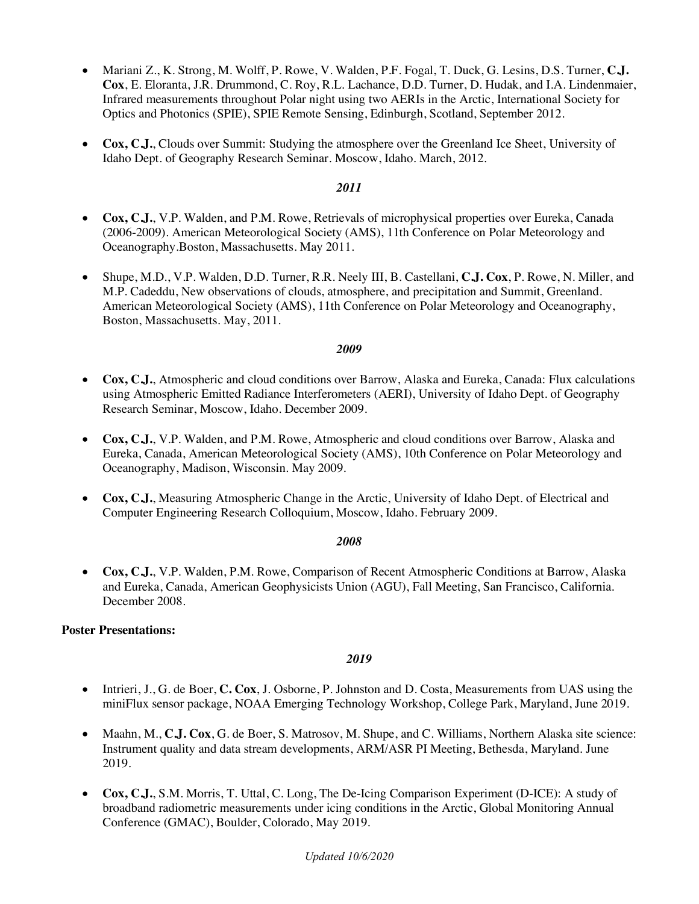- Mariani Z., K. Strong, M. Wolff, P. Rowe, V. Walden, P.F. Fogal, T. Duck, G. Lesins, D.S. Turner, **C.J. Cox**, E. Eloranta, J.R. Drummond, C. Roy, R.L. Lachance, D.D. Turner, D. Hudak, and I.A. Lindenmaier, Infrared measurements throughout Polar night using two AERIs in the Arctic, International Society for Optics and Photonics (SPIE), SPIE Remote Sensing, Edinburgh, Scotland, September 2012.

- **Cox, C.J.**, Clouds over Summit: Studying the atmosphere over the Greenland Ice Sheet, University of Idaho Dept. of Geography Research Seminar. Moscow, Idaho. March, 2012.

***2011***

- **Cox, C.J.**, V.P. Walden, and P.M. Rowe, Retrievals of microphysical properties over Eureka, Canada (2006-2009). American Meteorological Society (AMS), 11th Conference on Polar Meteorology and Oceanography.Boston, Massachusetts. May 2011.

- Shupe, M.D., V.P. Walden, D.D. Turner, R.R. Neely III, B. Castellani, **C.J. Cox**, P. Rowe, N. Miller, and M.P. Cadeddu, New observations of clouds, atmosphere, and precipitation and Summit, Greenland. American Meteorological Society (AMS), 11th Conference on Polar Meteorology and Oceanography, Boston, Massachusetts. May, 2011.

***2009***

- **Cox, C.J.**, Atmospheric and cloud conditions over Barrow, Alaska and Eureka, Canada: Flux calculations using Atmospheric Emitted Radiance Interferometers (AERI), University of Idaho Dept. of Geography Research Seminar, Moscow, Idaho. December 2009.

- **Cox, C.J.**, V.P. Walden, and P.M. Rowe, Atmospheric and cloud conditions over Barrow, Alaska and Eureka, Canada, American Meteorological Society (AMS), 10th Conference on Polar Meteorology and Oceanography, Madison, Wisconsin. May 2009.

- **Cox, C.J.**, Measuring Atmospheric Change in the Arctic, University of Idaho Dept. of Electrical and Computer Engineering Research Colloquium, Moscow, Idaho. February 2009.

***2008***

- **Cox, C.J.**, V.P. Walden, P.M. Rowe, Comparison of Recent Atmospheric Conditions at Barrow, Alaska and Eureka, Canada, American Geophysicists Union (AGU), Fall Meeting, San Francisco, California. December 2008.

**Poster Presentations:**

***2019***

- Intrieri, J., G. de Boer, **C. Cox**, J. Osborne, P. Johnston and D. Costa, Measurements from UAS using the miniFlux sensor package, NOAA Emerging Technology Workshop, College Park, Maryland, June 2019.

- Maahn, M., **C.J. Cox**, G. de Boer, S. Matrosov, M. Shupe, and C. Williams, Northern Alaska site science: Instrument quality and data stream developments, ARM/ASR PI Meeting, Bethesda, Maryland. June 2019.

- **Cox, C.J.**, S.M. Morris, T. Uttal, C. Long, The De-Icing Comparison Experiment (D-ICE): A study of broadband radiometric measurements under icing conditions in the Arctic, Global Monitoring Annual Conference (GMAC), Boulder, Colorado, May 2019.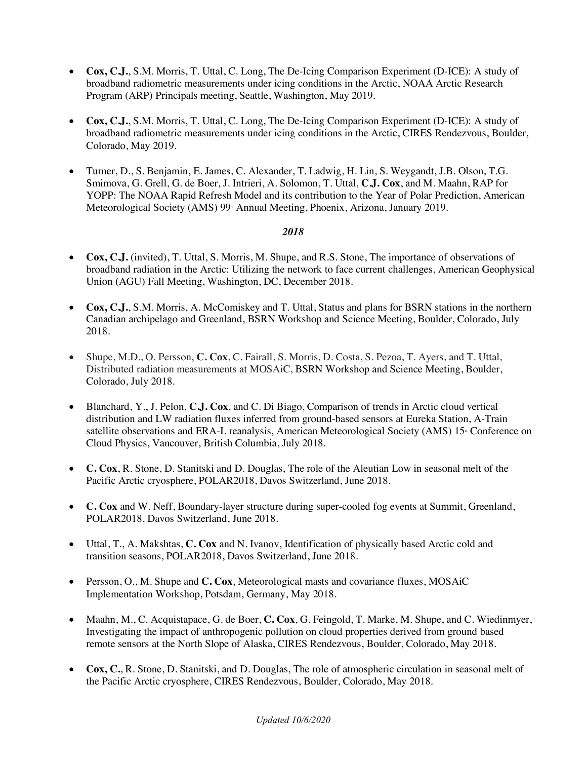- **Cox, C.J.**, S.M. Morris, T. Uttal, C. Long, The De-Icing Comparison Experiment (D-ICE): A study of broadband radiometric measurements under icing conditions in the Arctic, NOAA Arctic Research Program (ARP) Principals meeting, Seattle, Washington, May 2019.

- **Cox, C.J.**, S.M. Morris, T. Uttal, C. Long, The De-Icing Comparison Experiment (D-ICE): A study of broadband radiometric measurements under icing conditions in the Arctic, CIRES Rendezvous, Boulder, Colorado, May 2019.

- Turner, D., S. Benjamin, E. James, C. Alexander, T. Ladwig, H. Lin, S. Weygandt, J.B. Olson, T.G. Smimova, G. Grell, G. de Boer, J. Intrieri, A. Solomon, T. Uttal, **C.J. Cox**, and M. Maahn, RAP for YOPP: The NOAA Rapid Refresh Model and its contribution to the Year of Polar Prediction, American Meteorological Society (AMS) 99th Annual Meeting, Phoenix, Arizona, January 2019.

***2018***

- **Cox, C.J.** (invited), T. Uttal, S. Morris, M. Shupe, and R.S. Stone, The importance of observations of broadband radiation in the Arctic: Utilizing the network to face current challenges, American Geophysical Union (AGU) Fall Meeting, Washington, DC, December 2018.

- **Cox, C.J.**, S.M. Morris, A. McComiskey and T. Uttal, Status and plans for BSRN stations in the northern Canadian archipelago and Greenland, BSRN Workshop and Science Meeting, Boulder, Colorado, July 2018.

- Shupe, M.D., O. Persson, **C. Cox**, C. Fairall, S. Morris, D. Costa, S. Pezoa, T. Ayers, and T. Uttal, Distributed radiation measurements at MOSAiC, BSRN Workshop and Science Meeting, Boulder, Colorado, July 2018.

- Blanchard, Y., J. Pelon, **C.J. Cox**, and C. Di Biago, Comparison of trends in Arctic cloud vertical distribution and LW radiation fluxes inferred from ground-based sensors at Eureka Station, A-Train satellite observations and ERA-I. reanalysis, American Meteorological Society (AMS) 15th Conference on Cloud Physics, Vancouver, British Columbia, July 2018.

- **C. Cox**, R. Stone, D. Stanitski and D. Douglas, The role of the Aleutian Low in seasonal melt of the Pacific Arctic cryosphere, POLAR2018, Davos Switzerland, June 2018.

- **C. Cox** and W. Neff, Boundary-layer structure during super-cooled fog events at Summit, Greenland, POLAR2018, Davos Switzerland, June 2018.

- Uttal, T., A. Makshtas, **C. Cox** and N. Ivanov, Identification of physically based Arctic cold and transition seasons, POLAR2018, Davos Switzerland, June 2018.

- Persson, O., M. Shupe and **C. Cox**, Meteorological masts and covariance fluxes, MOSAiC Implementation Workshop, Potsdam, Germany, May 2018.

- Maahn, M., C. Acquistapace, G. de Boer, **C. Cox**, G. Feingold, T. Marke, M. Shupe, and C. Wiedinmyer, Investigating the impact of anthropogenic pollution on cloud properties derived from ground based remote sensors at the North Slope of Alaska, CIRES Rendezvous, Boulder, Colorado, May 2018.

- **Cox, C.**, R. Stone, D. Stanitski, and D. Douglas, The role of atmospheric circulation in seasonal melt of the Pacific Arctic cryosphere, CIRES Rendezvous, Boulder, Colorado, May 2018.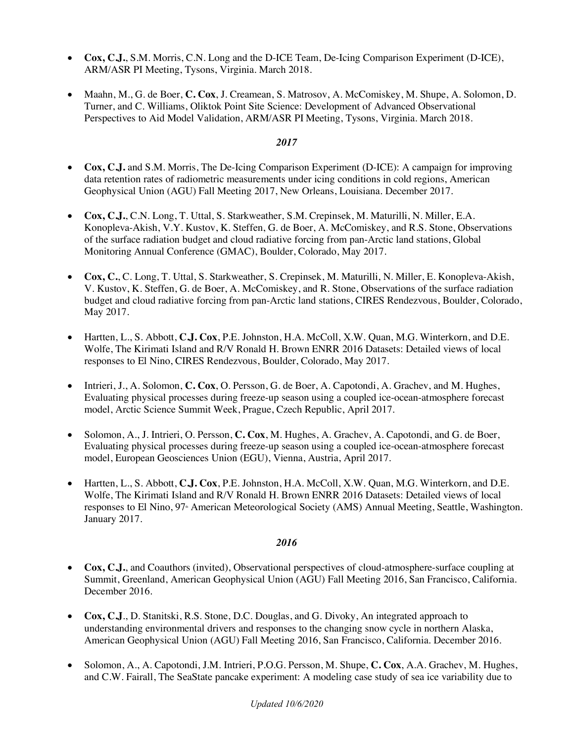- **Cox, C.J.**, S.M. Morris, C.N. Long and the D-ICE Team, De-Icing Comparison Experiment (D-ICE), ARM/ASR PI Meeting, Tysons, Virginia. March 2018.

- Maahn, M., G. de Boer, **C. Cox**, J. Creamean, S. Matrosov, A. McComiskey, M. Shupe, A. Solomon, D. Turner, and C. Williams, Oliktok Point Site Science: Development of Advanced Observational Perspectives to Aid Model Validation, ARM/ASR PI Meeting, Tysons, Virginia. March 2018.

***2017***

- **Cox, C.J.** and S.M. Morris, The De-Icing Comparison Experiment (D-ICE): A campaign for improving data retention rates of radiometric measurements under icing conditions in cold regions, American Geophysical Union (AGU) Fall Meeting 2017, New Orleans, Louisiana. December 2017.

- **Cox, C.J.**, C.N. Long, T. Uttal, S. Starkweather, S.M. Crepinsek, M. Maturilli, N. Miller, E.A. Konopleva-Akish, V.Y. Kustov, K. Steffen, G. de Boer, A. McComiskey, and R.S. Stone, Observations of the surface radiation budget and cloud radiative forcing from pan-Arctic land stations, Global Monitoring Annual Conference (GMAC), Boulder, Colorado, May 2017.

- **Cox, C.**, C. Long, T. Uttal, S. Starkweather, S. Crepinsek, M. Maturilli, N. Miller, E. Konopleva-Akish, V. Kustov, K. Steffen, G. de Boer, A. McComiskey, and R. Stone, Observations of the surface radiation budget and cloud radiative forcing from pan-Arctic land stations, CIRES Rendezvous, Boulder, Colorado, May 2017.

- Hartten, L., S. Abbott, **C.J. Cox**, P.E. Johnston, H.A. McColl, X.W. Quan, M.G. Winterkorn, and D.E. Wolfe, The Kirimati Island and R/V Ronald H. Brown ENRR 2016 Datasets: Detailed views of local responses to El Nino, CIRES Rendezvous, Boulder, Colorado, May 2017.

- Intrieri, J., A. Solomon, **C. Cox**, O. Persson, G. de Boer, A. Capotondi, A. Grachev, and M. Hughes, Evaluating physical processes during freeze-up season using a coupled ice-ocean-atmosphere forecast model, Arctic Science Summit Week, Prague, Czech Republic, April 2017.

- Solomon, A., J. Intrieri, O. Persson, **C. Cox**, M. Hughes, A. Grachev, A. Capotondi, and G. de Boer, Evaluating physical processes during freeze-up season using a coupled ice-ocean-atmosphere forecast model, European Geosciences Union (EGU), Vienna, Austria, April 2017.

- Hartten, L., S. Abbott, **C.J. Cox**, P.E. Johnston, H.A. McColl, X.W. Quan, M.G. Winterkorn, and D.E. Wolfe, The Kirimati Island and R/V Ronald H. Brown ENRR 2016 Datasets: Detailed views of local responses to El Nino, 97th American Meteorological Society (AMS) Annual Meeting, Seattle, Washington. January 2017.

***2016***

- **Cox, C.J.**, and Coauthors (invited), Observational perspectives of cloud-atmosphere-surface coupling at Summit, Greenland, American Geophysical Union (AGU) Fall Meeting 2016, San Francisco, California. December 2016.

- **Cox, C.J**., D. Stanitski, R.S. Stone, D.C. Douglas, and G. Divoky, An integrated approach to understanding environmental drivers and responses to the changing snow cycle in northern Alaska, American Geophysical Union (AGU) Fall Meeting 2016, San Francisco, California. December 2016.

- Solomon, A., A. Capotondi, J.M. Intrieri, P.O.G. Persson, M. Shupe, **C. Cox**, A.A. Grachev, M. Hughes, and C.W. Fairall, The SeaState pancake experiment: A modeling case study of sea ice variability due to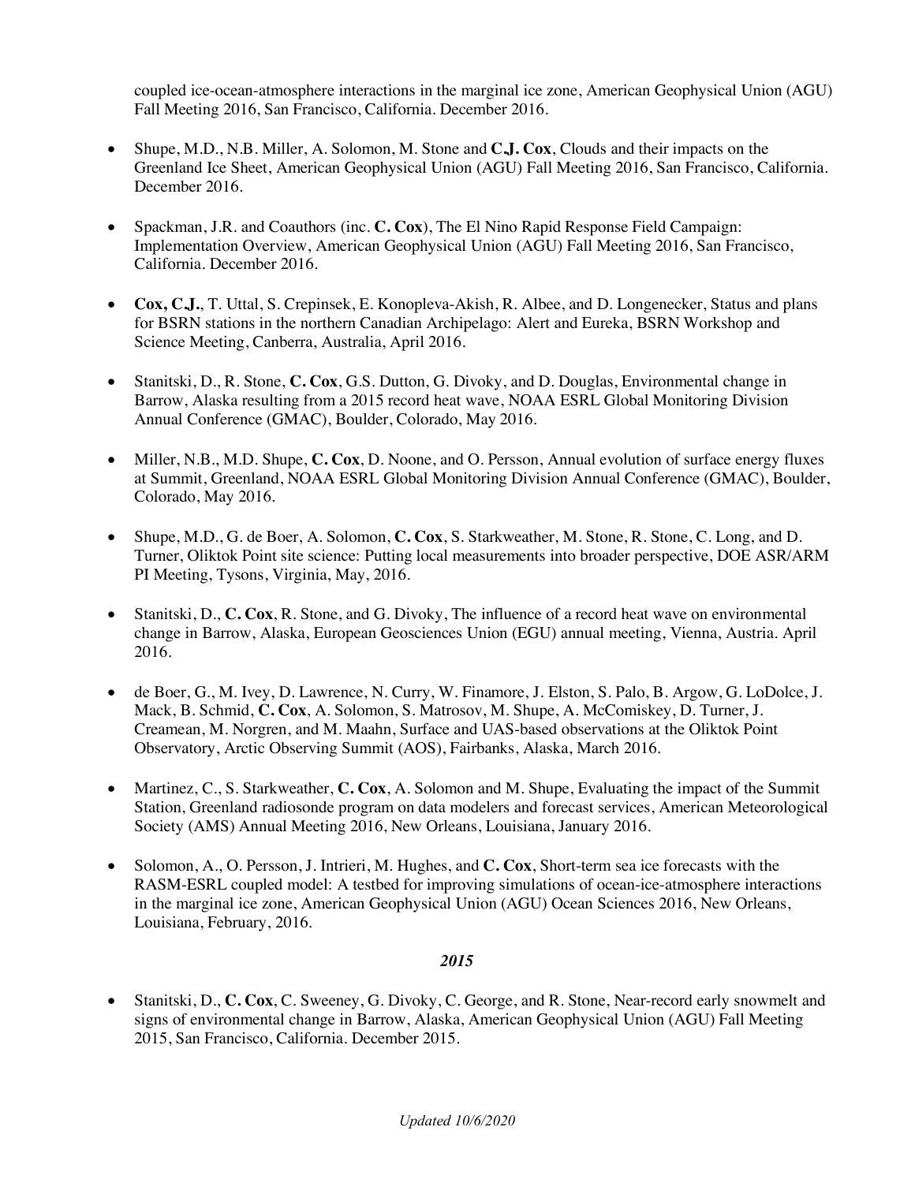coupled ice-ocean-atmosphere interactions in the marginal ice zone, American Geophysical Union (AGU) Fall Meeting 2016, San Francisco, California. December 2016.

- Shupe, M.D., N.B. Miller, A. Solomon, M. Stone and **C.J. Cox**, Clouds and their impacts on the Greenland Ice Sheet, American Geophysical Union (AGU) Fall Meeting 2016, San Francisco, California. December 2016.

- Spackman, J.R. and Coauthors (inc. **C. Cox**), The El Nino Rapid Response Field Campaign: Implementation Overview, American Geophysical Union (AGU) Fall Meeting 2016, San Francisco, California. December 2016.

- **Cox, C.J.**, T. Uttal, S. Crepinsek, E. Konopleva-Akish, R. Albee, and D. Longenecker, Status and plans for BSRN stations in the northern Canadian Archipelago: Alert and Eureka, BSRN Workshop and Science Meeting, Canberra, Australia, April 2016.

- Stanitski, D., R. Stone, **C. Cox**, G.S. Dutton, G. Divoky, and D. Douglas, Environmental change in Barrow, Alaska resulting from a 2015 record heat wave, NOAA ESRL Global Monitoring Division Annual Conference (GMAC), Boulder, Colorado, May 2016.

- Miller, N.B., M.D. Shupe, **C. Cox**, D. Noone, and O. Persson, Annual evolution of surface energy fluxes at Summit, Greenland, NOAA ESRL Global Monitoring Division Annual Conference (GMAC), Boulder, Colorado, May 2016.

- Shupe, M.D., G. de Boer, A. Solomon, **C. Cox**, S. Starkweather, M. Stone, R. Stone, C. Long, and D. Turner, Oliktok Point site science: Putting local measurements into broader perspective, DOE ASR/ARM PI Meeting, Tysons, Virginia, May, 2016.

- Stanitski, D., **C. Cox**, R. Stone, and G. Divoky, The influence of a record heat wave on environmental change in Barrow, Alaska, European Geosciences Union (EGU) annual meeting, Vienna, Austria. April 2016.

- de Boer, G., M. Ivey, D. Lawrence, N. Curry, W. Finamore, J. Elston, S. Palo, B. Argow, G. LoDolce, J. Mack, B. Schmid, **C. Cox**, A. Solomon, S. Matrosov, M. Shupe, A. McComiskey, D. Turner, J. Creamean, M. Norgren, and M. Maahn, Surface and UAS-based observations at the Oliktok Point Observatory, Arctic Observing Summit (AOS), Fairbanks, Alaska, March 2016.

- Martinez, C., S. Starkweather, **C. Cox**, A. Solomon and M. Shupe, Evaluating the impact of the Summit Station, Greenland radiosonde program on data modelers and forecast services, American Meteorological Society (AMS) Annual Meeting 2016, New Orleans, Louisiana, January 2016.

- Solomon, A., O. Persson, J. Intrieri, M. Hughes, and **C. Cox**, Short-term sea ice forecasts with the RASM-ESRL coupled model: A testbed for improving simulations of ocean-ice-atmosphere interactions in the marginal ice zone, American Geophysical Union (AGU) Ocean Sciences 2016, New Orleans, Louisiana, February, 2016.

### *2015*

- Stanitski, D., **C. Cox**, C. Sweeney, G. Divoky, C. George, and R. Stone, Near-record early snowmelt and signs of environmental change in Barrow, Alaska, American Geophysical Union (AGU) Fall Meeting 2015, San Francisco, California. December 2015.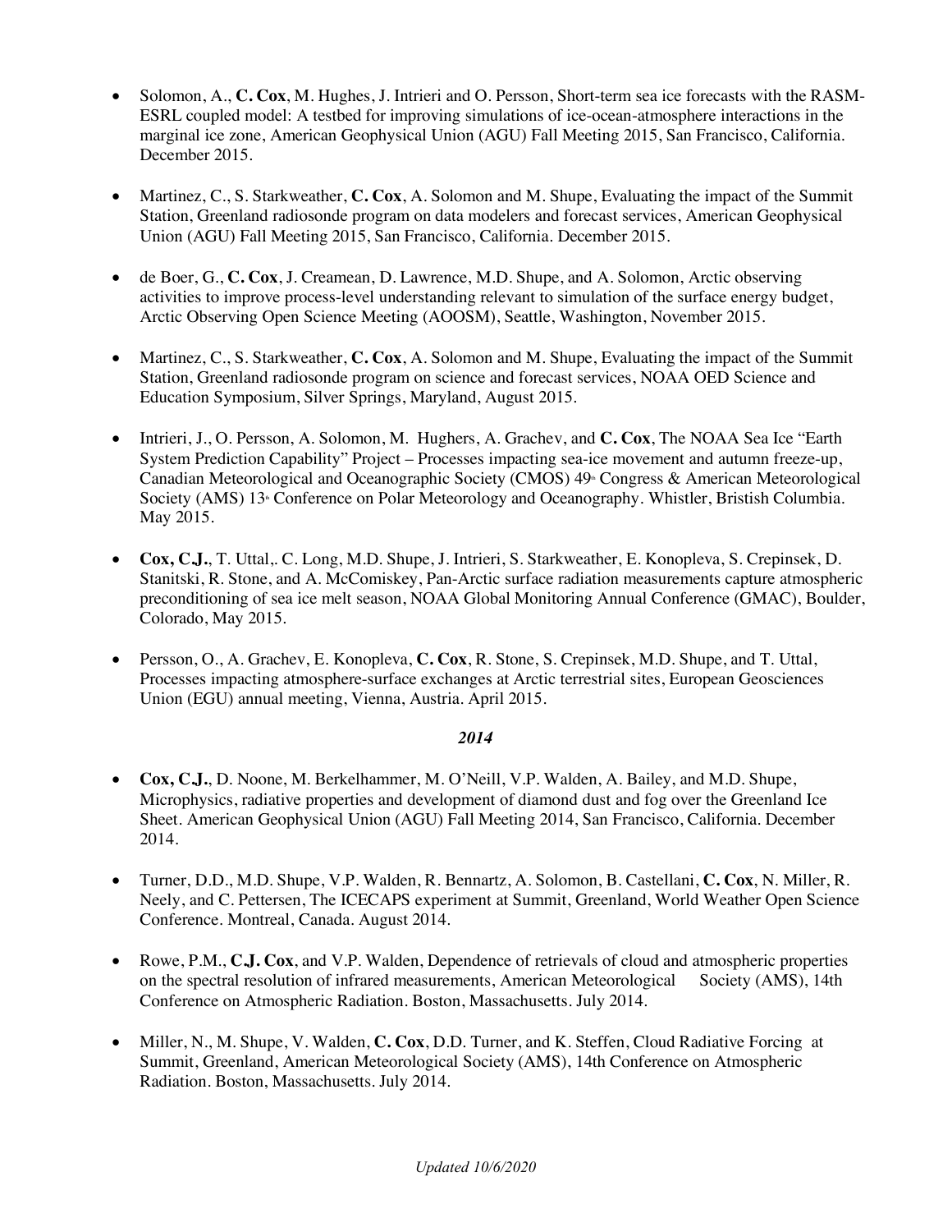- Solomon, A., **C. Cox**, M. Hughes, J. Intrieri and O. Persson, Short-term sea ice forecasts with the RASM-ESRL coupled model: A testbed for improving simulations of ice-ocean-atmosphere interactions in the marginal ice zone, American Geophysical Union (AGU) Fall Meeting 2015, San Francisco, California. December 2015.

- Martinez, C., S. Starkweather, **C. Cox**, A. Solomon and M. Shupe, Evaluating the impact of the Summit Station, Greenland radiosonde program on data modelers and forecast services, American Geophysical Union (AGU) Fall Meeting 2015, San Francisco, California. December 2015.

- de Boer, G., **C. Cox**, J. Creamean, D. Lawrence, M.D. Shupe, and A. Solomon, Arctic observing activities to improve process-level understanding relevant to simulation of the surface energy budget, Arctic Observing Open Science Meeting (AOOSM), Seattle, Washington, November 2015.

- Martinez, C., S. Starkweather, **C. Cox**, A. Solomon and M. Shupe, Evaluating the impact of the Summit Station, Greenland radiosonde program on science and forecast services, NOAA OED Science and Education Symposium, Silver Springs, Maryland, August 2015.

- Intrieri, J., O. Persson, A. Solomon, M. Hughers, A. Grachev, and **C. Cox**, The NOAA Sea Ice "Earth System Prediction Capability" Project – Processes impacting sea-ice movement and autumn freeze-up, Canadian Meteorological and Oceanographic Society (CMOS) 49th Congress & American Meteorological Society (AMS) 13th Conference on Polar Meteorology and Oceanography. Whistler, Bristish Columbia. May 2015.

- **Cox, C.J.**, T. Uttal,. C. Long, M.D. Shupe, J. Intrieri, S. Starkweather, E. Konopleva, S. Crepinsek, D. Stanitski, R. Stone, and A. McComiskey, Pan-Arctic surface radiation measurements capture atmospheric preconditioning of sea ice melt season, NOAA Global Monitoring Annual Conference (GMAC), Boulder, Colorado, May 2015.

- Persson, O., A. Grachev, E. Konopleva, **C. Cox**, R. Stone, S. Crepinsek, M.D. Shupe, and T. Uttal, Processes impacting atmosphere-surface exchanges at Arctic terrestrial sites, European Geosciences Union (EGU) annual meeting, Vienna, Austria. April 2015.

### *2014*

- **Cox, C.J.**, D. Noone, M. Berkelhammer, M. O'Neill, V.P. Walden, A. Bailey, and M.D. Shupe, Microphysics, radiative properties and development of diamond dust and fog over the Greenland Ice Sheet. American Geophysical Union (AGU) Fall Meeting 2014, San Francisco, California. December 2014.

- Turner, D.D., M.D. Shupe, V.P. Walden, R. Bennartz, A. Solomon, B. Castellani, **C. Cox**, N. Miller, R. Neely, and C. Pettersen, The ICECAPS experiment at Summit, Greenland, World Weather Open Science Conference. Montreal, Canada. August 2014.

- Rowe, P.M., **C.J. Cox**, and V.P. Walden, Dependence of retrievals of cloud and atmospheric properties on the spectral resolution of infrared measurements, American Meteorological Society (AMS), 14th Conference on Atmospheric Radiation. Boston, Massachusetts. July 2014.

- Miller, N., M. Shupe, V. Walden, **C. Cox**, D.D. Turner, and K. Steffen, Cloud Radiative Forcing at Summit, Greenland, American Meteorological Society (AMS), 14th Conference on Atmospheric Radiation. Boston, Massachusetts. July 2014.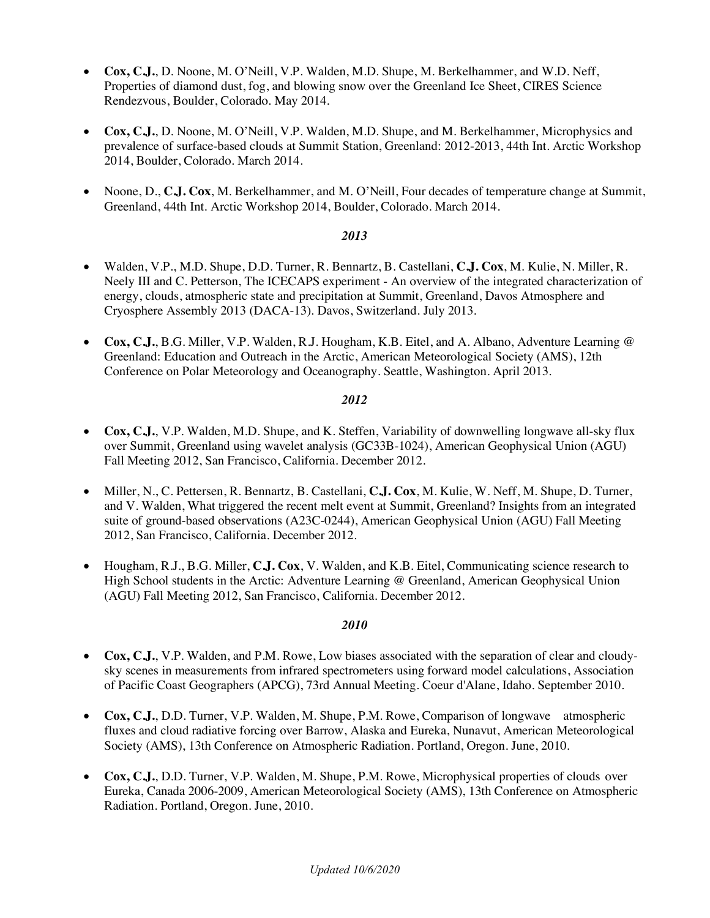- **Cox, C.J.**, D. Noone, M. O'Neill, V.P. Walden, M.D. Shupe, M. Berkelhammer, and W.D. Neff, Properties of diamond dust, fog, and blowing snow over the Greenland Ice Sheet, CIRES Science Rendezvous, Boulder, Colorado. May 2014.

- **Cox, C.J.**, D. Noone, M. O'Neill, V.P. Walden, M.D. Shupe, and M. Berkelhammer, Microphysics and prevalence of surface-based clouds at Summit Station, Greenland: 2012-2013, 44th Int. Arctic Workshop 2014, Boulder, Colorado. March 2014.

- Noone, D., **C.J. Cox**, M. Berkelhammer, and M. O'Neill, Four decades of temperature change at Summit, Greenland, 44th Int. Arctic Workshop 2014, Boulder, Colorado. March 2014.

### *2013*

- Walden, V.P., M.D. Shupe, D.D. Turner, R. Bennartz, B. Castellani, **C.J. Cox**, M. Kulie, N. Miller, R. Neely III and C. Petterson, The ICECAPS experiment - An overview of the integrated characterization of energy, clouds, atmospheric state and precipitation at Summit, Greenland, Davos Atmosphere and Cryosphere Assembly 2013 (DACA-13). Davos, Switzerland. July 2013.

- **Cox, C.J.**, B.G. Miller, V.P. Walden, R.J. Hougham, K.B. Eitel, and A. Albano, Adventure Learning @ Greenland: Education and Outreach in the Arctic, American Meteorological Society (AMS), 12th Conference on Polar Meteorology and Oceanography. Seattle, Washington. April 2013.

### *2012*

- **Cox, C.J.**, V.P. Walden, M.D. Shupe, and K. Steffen, Variability of downwelling longwave all-sky flux over Summit, Greenland using wavelet analysis (GC33B-1024), American Geophysical Union (AGU) Fall Meeting 2012, San Francisco, California. December 2012.

- Miller, N., C. Pettersen, R. Bennartz, B. Castellani, **C.J. Cox**, M. Kulie, W. Neff, M. Shupe, D. Turner, and V. Walden, What triggered the recent melt event at Summit, Greenland? Insights from an integrated suite of ground-based observations (A23C-0244), American Geophysical Union (AGU) Fall Meeting 2012, San Francisco, California. December 2012.

- Hougham, R.J., B.G. Miller, **C.J. Cox**, V. Walden, and K.B. Eitel, Communicating science research to High School students in the Arctic: Adventure Learning @ Greenland, American Geophysical Union (AGU) Fall Meeting 2012, San Francisco, California. December 2012.

### *2010*

- **Cox, C.J.**, V.P. Walden, and P.M. Rowe, Low biases associated with the separation of clear and cloudy-sky scenes in measurements from infrared spectrometers using forward model calculations, Association of Pacific Coast Geographers (APCG), 73rd Annual Meeting. Coeur d'Alane, Idaho. September 2010.

- **Cox, C.J.**, D.D. Turner, V.P. Walden, M. Shupe, P.M. Rowe, Comparison of longwave atmospheric fluxes and cloud radiative forcing over Barrow, Alaska and Eureka, Nunavut, American Meteorological Society (AMS), 13th Conference on Atmospheric Radiation. Portland, Oregon. June, 2010.

- **Cox, C.J.**, D.D. Turner, V.P. Walden, M. Shupe, P.M. Rowe, Microphysical properties of clouds over Eureka, Canada 2006-2009, American Meteorological Society (AMS), 13th Conference on Atmospheric Radiation. Portland, Oregon. June, 2010.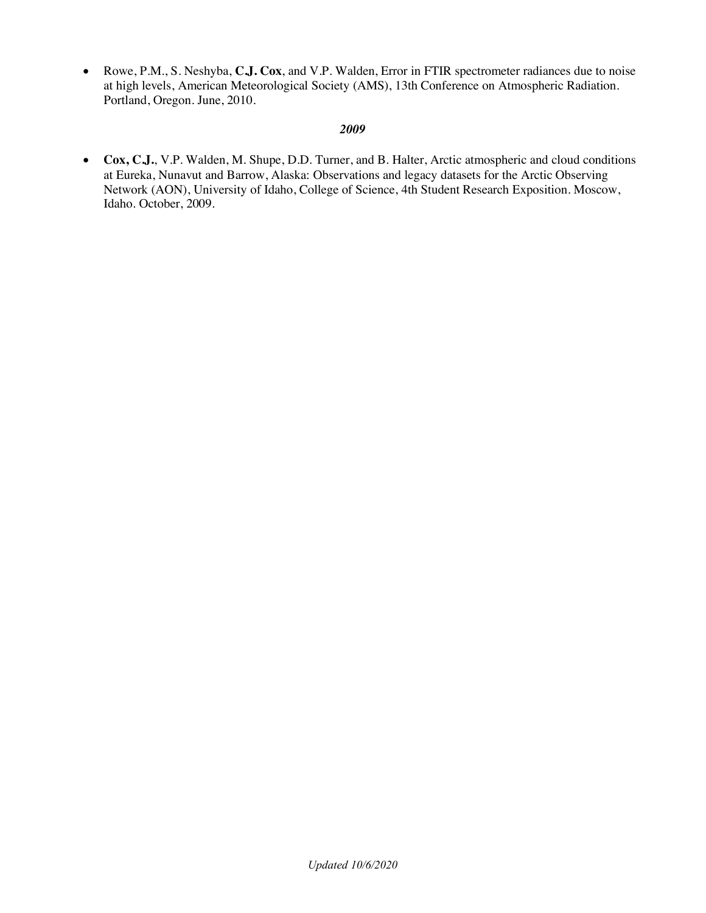- Rowe, P.M., S. Neshyba, **C.J. Cox**, and V.P. Walden, Error in FTIR spectrometer radiances due to noise at high levels, American Meteorological Society (AMS), 13th Conference on Atmospheric Radiation. Portland, Oregon. June, 2010.

***2009***

- **Cox, C.J.**, V.P. Walden, M. Shupe, D.D. Turner, and B. Halter, Arctic atmospheric and cloud conditions at Eureka, Nunavut and Barrow, Alaska: Observations and legacy datasets for the Arctic Observing Network (AON), University of Idaho, College of Science, 4th Student Research Exposition. Moscow, Idaho. October, 2009.

*Updated 10/6/2020*